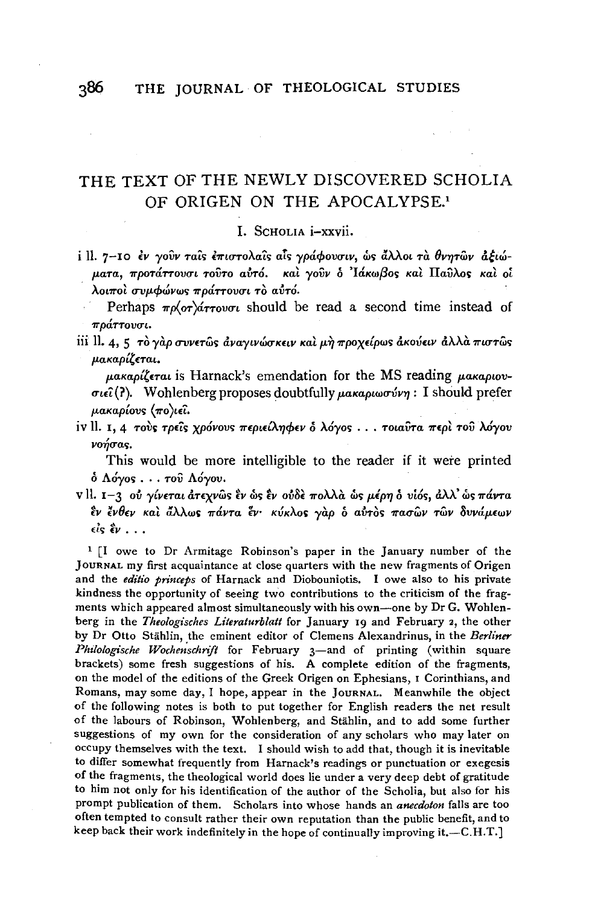# THE TEXT OF THE NEWLY DISCOVERED SCHOLIA OF ORIGEN ON THE APOCALYPSE.[1]

## I. Scholia i–xxvii.

i ll. 7–10 *ἐν γοῦν ταῖς ἐπιστολαῖς αἷς γράφουσιν, ὡς ἄλλοι τὰ θνητῶν ἀξιώματα, προτάττουσι τοῦτο αὐτό. καὶ γοῦν ὁ Ἰάκωβος καὶ Παῦλος καὶ οἱ λοιποὶ συμφώνως πράττουσι τὸ αὐτό.*

Perhaps *πρ⟨οτ⟩άττουσι* should be read a second time instead of *πράττουσι*.

iii ll. 4, 5 *τὸ γὰρ συνετῶς ἀναγινώσκειν καὶ μὴ προχείρως ἀκούειν ἀλλὰ πιστῶς μακαρίζεται.*

*μακαρίζεται* is Harnack's emendation for the MS reading *μακαριουσιεῖ* (?). Wohlenberg proposes doubtfully *μακαριωσύνη*: I should prefer *μακαρίους ⟨πο⟩ιεῖ*.

iv ll. 1, 4 *τοὺς τρεῖς χρόνους περιείληφεν ὁ λόγος . . . τοιαῦτα περὶ τοῦ λόγου νοήσας.*

This would be more intelligible to the reader if it were printed *ὁ Λόγος . . . τοῦ Λόγου*.

v ll. 1–3 *οὐ γίνεται ἀτεχνῶς ἓν ὡς ἓν οὐδὲ πολλὰ ὡς μέρη ὁ υἱός, ἀλλ' ὡς πάντα ἓν ἔνθεν καὶ ἄλλως πάντα ἕν· κύκλος γὰρ ὁ αὐτὸς πασῶν τῶν δυνάμεων εἰς ἓν . . .*

[1] [I owe to Dr Armitage Robinson's paper in the January number of the Journal my first acquaintance at close quarters with the new fragments of Origen and the *editio princeps* of Harnack and Diobouniotis. I owe also to his private kindness the opportunity of seeing two contributions to the criticism of the fragments which appeared almost simultaneously with his own—one by Dr G. Wohlenberg in the *Theologisches Literaturblatt* for January 19 and February 2, the other by Dr Otto Stählin, the eminent editor of Clemens Alexandrinus, in the *Berliner Philologische Wochenschrift* for February 3—and of printing (within square brackets) some fresh suggestions of his. A complete edition of the fragments, on the model of the editions of the Greek Origen on Ephesians, 1 Corinthians, and Romans, may some day, I hope, appear in the Journal. Meanwhile the object of the following notes is both to put together for English readers the net result of the labours of Robinson, Wohlenberg, and Stählin, and to add some further suggestions of my own for the consideration of any scholars who may later on occupy themselves with the text. I should wish to add that, though it is inevitable to differ somewhat frequently from Harnack's readings or punctuation or exegesis of the fragments, the theological world does lie under a very deep debt of gratitude to him not only for his identification of the author of the Scholia, but also for his prompt publication of them. Scholars into whose hands an *anecdoton* falls are too often tempted to consult rather their own reputation than the public benefit, and to keep back their work indefinitely in the hope of continually improving it.—C.H.T.]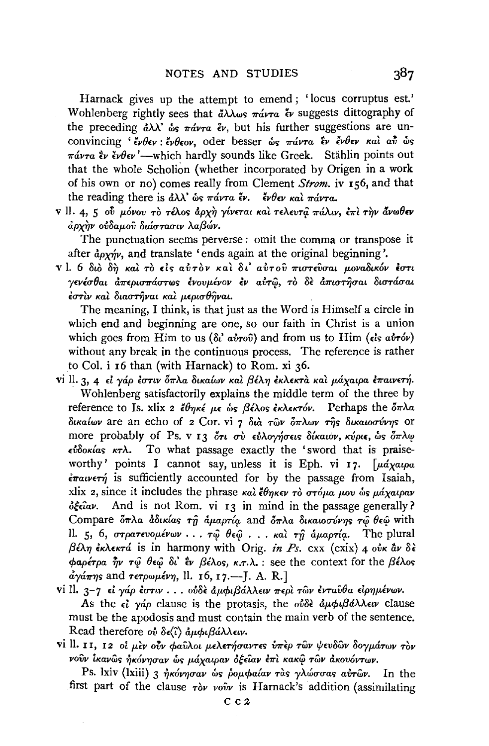Harnack gives up the attempt to emend; 'locus corruptus est.' Wohlenberg rightly sees that ἄλλως πάντα ἕν suggests dittography of the preceding ἀλλ' ὡς πάντα ἕν, but his further suggestions are unconvincing 'ἔνθεν : ἔνθεον, oder besser ὡς πάντα ἓν ἔνθεν καὶ αὖ ὡς πάντα ἓν ἔνθεν'—which hardly sounds like Greek. Stählin points out that the whole Scholion (whether incorporated by Origen in a work of his own or no) comes really from Clement *Strom.* iv 156, and that the reading there is ἀλλ' ὡς πάντα ἕν. ἔνθεν καὶ πάντα.

v ll. 4, 5 οὗ μόνου τὸ τέλος ἀρχὴ γίνεται καὶ τελευτᾷ πάλιν, ἐπὶ τὴν ἄνωθεν ἀρχὴν οὐδαμοῦ διάστασιν λαβών.

The punctuation seems perverse: omit the comma or transpose it after ἀρχήν, and translate 'ends again at the original beginning'.

v l. 6 διὸ δὴ καὶ τὸ εἰς αὐτὸν καὶ δι' αὐτοῦ πιστεῦσαι μοναδικόν ἐστι γενέσθαι ἀπερισπάστως ἑνουμένον ἐν αὐτῷ, τὸ δὲ ἀπιστῆσαι διστάσαι ἐστὶν καὶ διαστῆναι καὶ μερισθῆναι.

The meaning, I think, is that just as the Word is Himself a circle in which end and beginning are one, so our faith in Christ is a union which goes from Him to us (δι' αὐτοῦ) and from us to Him (εἰς αὐτόν) without any break in the continuous process. The reference is rather to Col. i 16 than (with Harnack) to Rom. xi 36.

vi ll. 3, 4 εἰ γάρ ἐστιν ὅπλα δικαίων καὶ βέλη ἐκλεκτὰ καὶ μάχαιρα ἐπαινετή.

Wohlenberg satisfactorily explains the middle term of the three by reference to Is. xlix 2 ἔθηκέ με ὡς βέλος ἐκλεκτόν. Perhaps the ὅπλα δικαίων are an echo of 2 Cor. vi 7 διὰ τῶν ὅπλων τῆς δικαιοσύνης or more probably of Ps. v 13 ὅτι σὺ εὐλογήσεις δίκαιον, κύριε, ὡς ὅπλῳ εὐδοκίας κτλ. To what passage exactly the 'sword that is praiseworthy' points I cannot say, unless it is Eph. vi 17. [μάχαιρα ἐπαινετή is sufficiently accounted for by the passage from Isaiah, xlix 2, since it includes the phrase καὶ ἔθηκεν τὸ στόμα μου ὡς μάχαιραν ὀξεῖαν. And is not Rom. vi 13 in mind in the passage generally? Compare ὅπλα ἀδικίας τῇ ἁμαρτίᾳ and ὅπλα δικαιοσύνης τῷ θεῷ with ll. 5, 6, στρατευομένων ... τῷ θεῷ ... καὶ τῇ ἁμαρτίᾳ. The plural βέλη ἐκλεκτά is in harmony with Orig. *in Ps.* cxx (cxix) 4 οὐκ ἂν δὲ φαρέτρα ἦν τῷ θεῷ δι' ἓν βέλος, κ.τ.λ.: see the context for the βέλος ἀγάπης and τετρωμένη, ll. 16, 17.—J. A. R.]

vi ll. 3–7 εἰ γάρ ἐστιν ... οὐδὲ ἀμφιβάλλειν περὶ τῶν ἐνταῦθα εἰρημένων.

As the εἰ γάρ clause is the protasis, the οὐδὲ ἀμφιβάλλειν clause must be the apodosis and must contain the main verb of the sentence. Read therefore οὐ δε⟨ῖ⟩ ἀμφιβάλλειν.

vi ll. 11, 12 οἱ μὲν οὖν φαῦλοι μελετήσαντες ὑπὲρ τῶν ψευδῶν δογμάτων τὸν νοῦν ἱκανῶς ἠκόνησαν ὡς μάχαιραν ὀξεῖαν ἐπὶ κακῷ τῶν ἀκουόντων.

Ps. lxiv (lxiii) 3 ἠκόνησαν ὡς ῥομφαίαν τὰς γλώσσας αὐτῶν. In the first part of the clause τὸν νοῦν is Harnack's addition (assimilating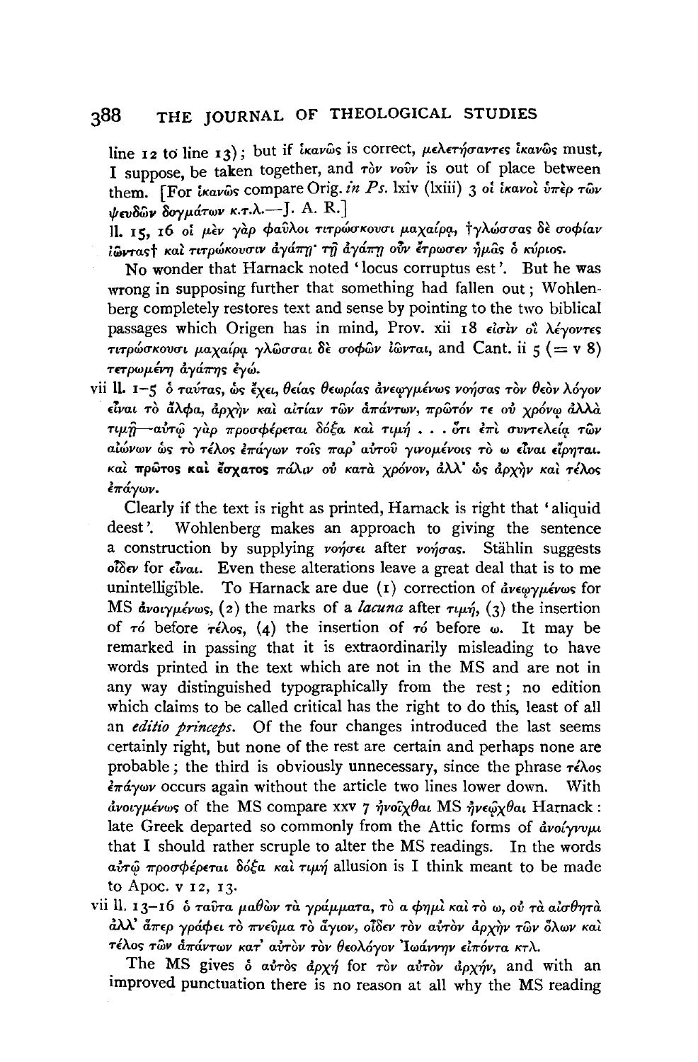line 12 to line 13); but if ἱκανῶς is correct, μελετήσαντες ἱκανῶς must, I suppose, be taken together, and τὸν νοῦν is out of place between them. [For ἱκανῶς compare Orig. *in Ps.* lxiv (lxiii) 3 οἱ ἱκανοὶ ὑπὲρ τῶν ψευδῶν δογμάτων κ.τ.λ.—J. A. R.]

ll. 15, 16 οἱ μὲν γὰρ φαῦλοι τιτρώσκουσι μαχαίρᾳ, †γλώσσας δὲ σοφίαν ἰῶντας† καὶ τιτρώκουσιν ἀγάπῃ· τῇ ἀγάπῃ οὖν ἔτρωσεν ἡμᾶς ὁ κύριος.

No wonder that Harnack noted 'locus corruptus est'. But he was wrong in supposing further that something had fallen out; Wohlenberg completely restores text and sense by pointing to the two biblical passages which Origen has in mind, Prov. xii 18 εἰσὶν οἱ λέγοντες τιτρώσκουσι μαχαίρᾳ γλῶσσαι δὲ σοφῶν ἰῶνται, and Cant. ii 5 (= v 8) τετρωμένη ἀγάπης ἐγώ.

vii ll. 1–5 ὁ ταύτας, ὡς ἔχει, θείας θεωρίας ἀνεῳγμένως νοήσας τὸν θεὸν λόγον εἶναι τὸ ἄλφα, ἀρχὴν καὶ αἰτίαν τῶν ἁπάντων, πρῶτόν τε οὐ χρόνῳ ἀλλὰ τιμῇ—αὐτῷ γὰρ προσφέρεται δόξα καὶ τιμή . . . ὅτι ἐπὶ συντελείᾳ τῶν αἰώνων ὡς τὸ τέλος ἐπάγων τοῖς παρ' αὐτοῦ γινομένοις τὸ ω εἶναι εἴρηται. καὶ **πρῶτος** καὶ **ἔσχατος** πάλιν οὐ κατὰ χρόνον, ἀλλ' ὡς ἀρχὴν καὶ τέλος ἐπάγων.

Clearly if the text is right as printed, Harnack is right that 'aliquid deest'. Wohlenberg makes an approach to giving the sentence a construction by supplying νοήσει after νοήσας. Stählin suggests οἶδεν for εἶναι. Even these alterations leave a great deal that is to me unintelligible. To Harnack are due (1) correction of ἀνεῳγμένως for MS ἀνοιγμένως, (2) the marks of a *lacuna* after τιμή, (3) the insertion of τό before τέλος, (4) the insertion of τό before ω. It may be remarked in passing that it is extraordinarily misleading to have words printed in the text which are not in the MS and are not in any way distinguished typographically from the rest; no edition which claims to be called critical has the right to do this, least of all an *editio princeps*. Of the four changes introduced the last seems certainly right, but none of the rest are certain and perhaps none are probable; the third is obviously unnecessary, since the phrase τέλος ἐπάγων occurs again without the article two lines lower down. With ἀνοιγμένως of the MS compare xxv 7 ἠνοῖχθαι MS ἠνεῷχθαι Harnack: late Greek departed so commonly from the Attic forms of ἀνοίγνυμι that I should rather scruple to alter the MS readings. In the words αὐτῷ προσφέρεται δόξα καὶ τιμή allusion is I think meant to be made to Apoc. v 12, 13.

vii ll. 13–16 ὁ ταῦτα μαθὼν τὰ γράμματα, τὸ α φημὶ καὶ τὸ ω, οὐ τὰ αἰσθητὰ ἀλλ' ἅπερ γράφει τὸ πνεῦμα τὸ ἅγιον, οἶδεν τὸν αὐτὸν ἀρχὴν τῶν ὅλων καὶ τέλος τῶν ἁπάντων κατ' αὐτὸν τὸν θεολόγον Ἰωάννην εἰπόντα κτλ.

The MS gives ὁ αὐτὸς ἀρχή for τὸν αὐτὸν ἀρχήν, and with an improved punctuation there is no reason at all why the MS reading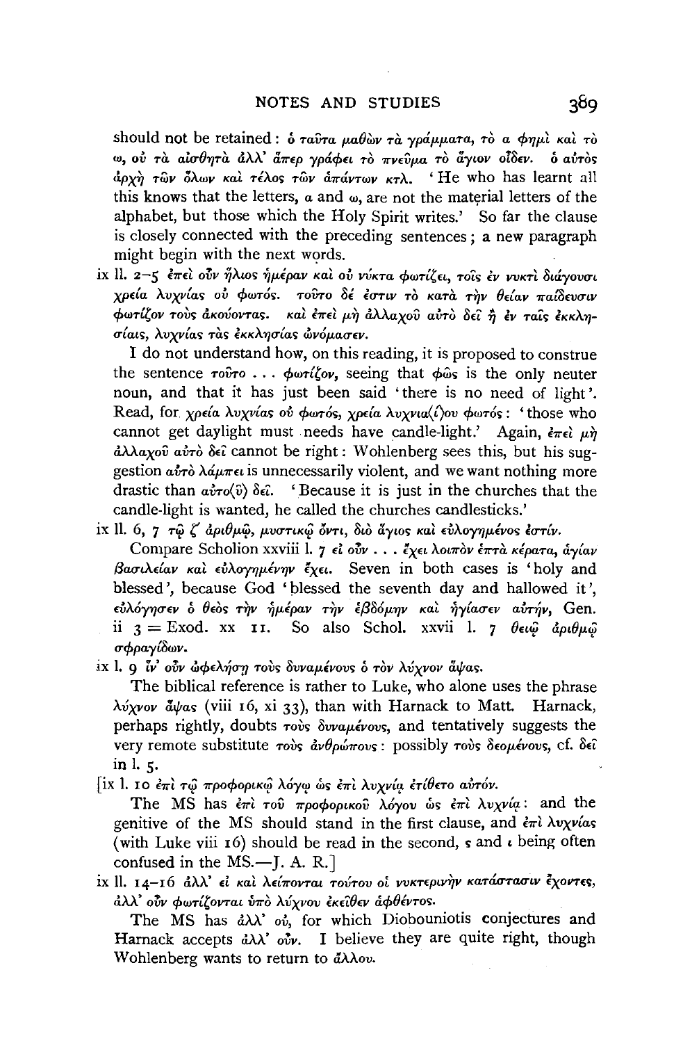should not be retained: ὁ ταῦτα μαθὼν τὰ γράμματα, τὸ α φημὶ καὶ τὸ ω, οὐ τὰ αἰσθητὰ ἀλλ' ἅπερ γράφει τὸ πνεῦμα τὸ ἅγιον οἶδεν. ὁ αὐτὸς ἀρχὴ τῶν ὅλων καὶ τέλος τῶν ἁπάντων κτλ. 'He who has learnt all this knows that the letters, α and ω, are not the material letters of the alphabet, but those which the Holy Spirit writes.' So far the clause is closely connected with the preceding sentences; a new paragraph might begin with the next words.

ix ll. 2–5 ἐπεὶ οὖν ἥλιος ἡμέραν καὶ οὐ νύκτα φωτίζει, τοῖς ἐν νυκτὶ διάγουσι χρεία λυχνίας οὐ φωτός. τοῦτο δέ ἐστιν τὸ κατὰ τὴν θείαν παίδευσιν φωτίζον τοὺς ἀκούοντας. καὶ ἐπεὶ μὴ ἀλλαχοῦ αὐτὸ δεῖ ἢ ἐν ταῖς ἐκκλησίαις, λυχνίας τὰς ἐκκλησίας ὠνόμασεν.

I do not understand how, on this reading, it is proposed to construe the sentence τοῦτο . . . φωτίζον, seeing that φῶς is the only neuter noun, and that it has just been said 'there is no need of light'. Read, for χρεία λυχνίας οὐ φωτός, χρεία λυχνια⟨ί⟩ου φωτός: 'those who cannot get daylight must needs have candle-light.' Again, ἐπεὶ μὴ ἀλλαχοῦ αὐτὸ δεῖ cannot be right: Wohlenberg sees this, but his suggestion αὐτὸ λάμπει is unnecessarily violent, and we want nothing more drastic than αὐτο⟨ῦ⟩ δεῖ. 'Because it is just in the churches that the candle-light is wanted, he called the churches candlesticks.'

ix ll. 6, 7 τῷ ζ' ἀριθμῷ, μυστικῷ ὄντι, διὸ ἅγιος καὶ εὐλογημένος ἐστίν.

Compare Scholion xxviii l. 7 εἰ οὖν . . . ἔχει λοιπὸν ἑπτὰ κέρατα, ἁγίαν βασιλείαν καὶ εὐλογημένην ἔχει. Seven in both cases is 'holy and blessed', because God 'blessed the seventh day and hallowed it', εὐλόγησεν ὁ θεὸς τὴν ἡμέραν τὴν ἑβδόμην καὶ ἡγίασεν αὐτήν, Gen. ii 3 = Exod. xx 11. So also Schol. xxvii l. 7 θειῷ ἀριθμῷ σφραγίδων.

ix l. 9 ἵν' οὖν ὠφελήσῃ τοὺς δυναμένους ὁ τὸν λύχνον ἅψας.

The biblical reference is rather to Luke, who alone uses the phrase λύχνον ἅψας (viii 16, xi 33), than with Harnack to Matt. Harnack, perhaps rightly, doubts τοὺς δυναμένους, and tentatively suggests the very remote substitute τοὺς ἀνθρώπους: possibly τοὺς δεομένους, cf. δεῖ in l. 5.

[ix l. 10 ἐπὶ τῷ προφορικῷ λόγῳ ὡς ἐπὶ λυχνίᾳ ἐτίθετο αὐτόν.

The MS has ἐπὶ τοῦ προφορικοῦ λόγου ὡς ἐπὶ λυχνίᾳ: and the genitive of the MS should stand in the first clause, and ἐπὶ λυχνίας (with Luke viii 16) should be read in the second, ς and ι being often confused in the MS.—J. A. R.]

ix ll. 14–16 ἀλλ' εἰ καὶ λείπονται τούτου οἱ νυκτερινὴν κατάστασιν ἔχοντες, ἀλλ' οὖν φωτίζονται ὑπὸ λύχνου ἐκεῖθεν ἀφθέντος.

The MS has ἀλλ' οὐ, for which Diobouniotis conjectures and Harnack accepts ἀλλ' οὖν. I believe they are quite right, though Wohlenberg wants to return to ἄλλου.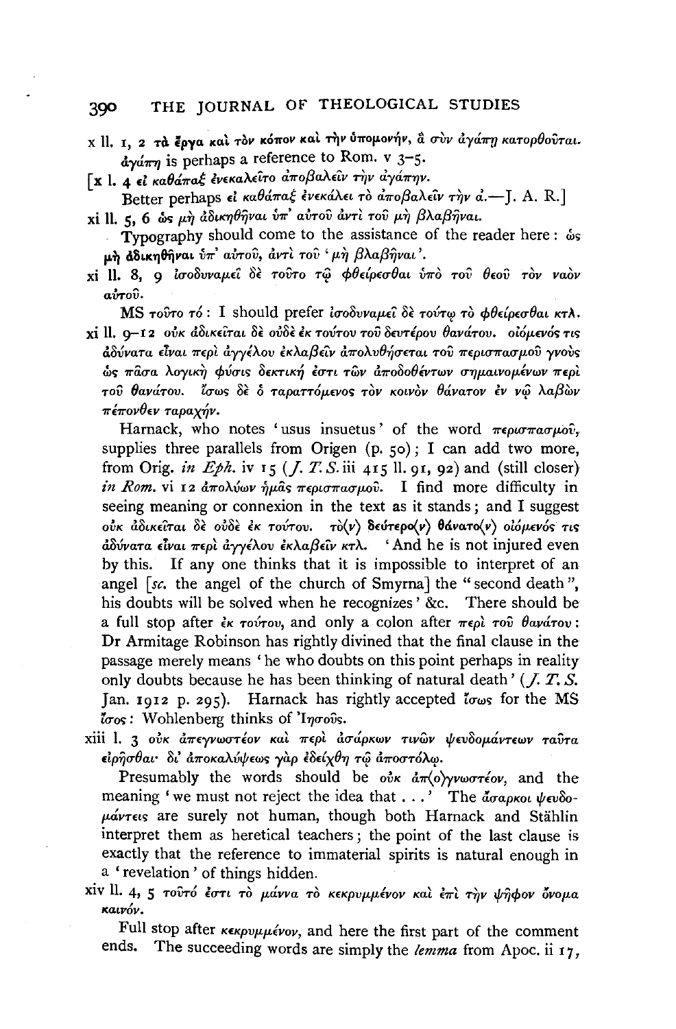x ll. 1, 2 **τὰ ἔργα καὶ τὸν κόπον καὶ τὴν ὑπομονήν, ἃ σὺν ἀγάπῃ κατορθοῦται.** ἀγάπῃ is perhaps a reference to Rom. v 3–5.

[x l. 4 **εἰ καθάπαξ ἐνεκαλεῖτο ἀποβαλεῖν τὴν ἀγάπην.**

Better perhaps εἰ καθάπαξ ἐνεκάλει τὸ ἀποβαλεῖν τὴν ἀ.—J. A. R.]

xi ll. 5, 6 **ὡς μὴ ἀδικηθῆναι ὑπ' αὐτοῦ ἀντὶ τοῦ μὴ βλαβῆναι.**

Typography should come to the assistance of the reader here: ὡς **μὴ ἀδικηθῆναι** ὑπ' αὐτοῦ, ἀντὶ τοῦ 'μὴ βλαβῆναι'.

xi ll. 8, 9 **ἰσοδυναμεῖ δὲ τοῦτο τῷ φθείρεσθαι ὑπὸ τοῦ θεοῦ τὸν ναὸν αὐτοῦ.**

MS τοῦτο τό: I should prefer ἰσοδυναμεῖ δὲ τούτῳ τὸ φθείρεσθαι κτλ.

xi ll. 9–12 **οὐκ ἀδικεῖται δὲ οὐδὲ ἐκ τούτου τοῦ δευτέρου θανάτου. οἰόμενός τις ἀδύνατα εἶναι περὶ ἀγγέλου ἐκλαβεῖν ἀπολυθήσεται τοῦ περισπασμοῦ γνοὺς ὡς πᾶσα λογικὴ φύσις δεκτική ἐστι τῶν ἀποδοθέντων σημαινομένων περὶ τοῦ θανάτου. ἴσως δὲ ὁ ταραττόμενος τὸν κοινὸν θάνατον ἐν νῷ λαβὼν πέπονθεν ταραχήν.**

Harnack, who notes 'usus insuetus' of the word περισπασμοῦ, supplies three parallels from Origen (p. 50); I can add two more, from Orig. *in Eph.* iv 15 (*J. T. S.* iii 415 ll. 91, 92) and (still closer) *in Rom.* vi 12 ἀπολύων ἡμᾶς περισπασμοῦ. I find more difficulty in seeing meaning or connexion in the text as it stands; and I suggest οὐκ ἀδικεῖται δὲ οὐδὲ ἐκ τούτου. **τὸ⟨ν⟩ δεύτερο⟨ν⟩ θάνατο⟨ν⟩** οἰόμενός τις ἀδύνατα εἶναι περὶ ἀγγέλου ἐκλαβεῖν κτλ. 'And he is not injured even by this. If any one thinks that it is impossible to interpret of an angel [*sc.* the angel of the church of Smyrna] the "second death", his doubts will be solved when he recognizes' &c. There should be a full stop after ἐκ τούτου, and only a colon after περὶ τοῦ θανάτου: Dr Armitage Robinson has rightly divined that the final clause in the passage merely means 'he who doubts on this point perhaps in reality only doubts because he has been thinking of natural death' (*J. T. S.* Jan. 1912 p. 295). Harnack has rightly accepted ἴσως for the MS ἴσος: Wohlenberg thinks of Ἰησοῦς.

xiii l. 3 **οὐκ ἀπεγνωστέον καὶ περὶ ἀσάρκων τινῶν ψευδομάντεων ταῦτα εἰρῆσθαι· δι' ἀποκαλύψεως γὰρ ἐδείχθη τῷ ἀποστόλῳ.**

Presumably the words should be οὐκ ἀπ⟨ο⟩γνωστέον, and the meaning 'we must not reject the idea that ...' The ἄσαρκοι ψευδομάντεις are surely not human, though both Harnack and Stählin interpret them as heretical teachers; the point of the last clause is exactly that the reference to immaterial spirits is natural enough in a 'revelation' of things hidden.

xiv ll. 4, 5 **τοῦτό ἐστι τὸ μάννα τὸ κεκρυμμένον καὶ ἐπὶ τὴν ψῆφον ὄνομα καινόν.**

Full stop after κεκρυμμένον, and here the first part of the comment ends. The succeeding words are simply the *lemma* from Apoc. ii 17,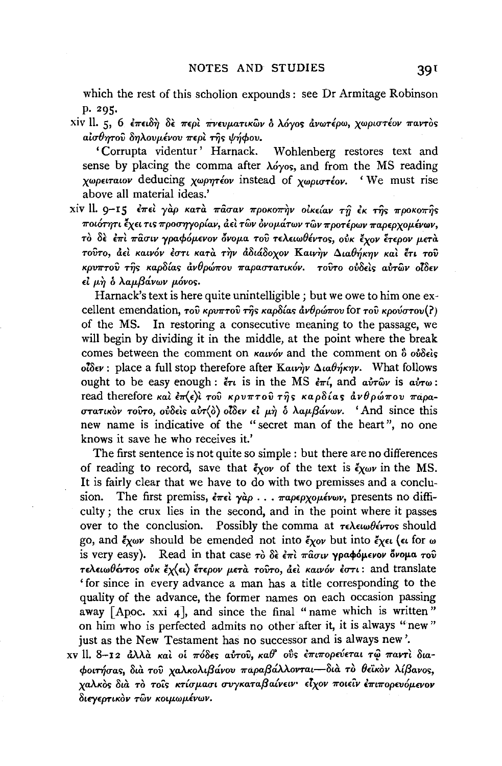which the rest of this scholion expounds: see Dr Armitage Robinson p. 295.

xiv ll. 5, 6 ἐπειδὴ δὲ περὶ πνευματικῶν ὁ λόγος ἀνωτέρω, χωριστέον παντὸς αἰσθητοῦ δηλουμένου περὶ τῆς ψήφου.

'Corrupta videntur' Harnack. Wohlenberg restores text and sense by placing the comma after λόγος, and from the MS reading χωρειταιον deducing χωρητέον instead of χωριστέον. 'We must rise above all material ideas.'

xiv ll. 9–15 ἐπεὶ γὰρ κατὰ πᾶσαν προκοπὴν οἰκείαν τῇ ἐκ τῆς προκοπῆς ποιότητι ἔχει τις προσηγορίαν, ἀεὶ τῶν ὀνομάτων τῶν προτέρων παρερχομένων, τὸ δὲ ἐπὶ πᾶσιν γραφόμενον ὄνομα τοῦ τελειωθέντος, οὐκ ἔχον ἕτερον μετὰ τοῦτο, ἀεὶ καινόν ἐστι κατὰ τὴν ἀδιάδοχον Καινὴν Διαθήκην καὶ ἔτι τοῦ κρυπτοῦ τῆς καρδίας ἀνθρώπου παραστατικόν. τοῦτο οὐδεὶς αὐτῶν οἶδεν εἰ μὴ ὁ λαμβάνων μόνος.

Harnack's text is here quite unintelligible; but we owe to him one excellent emendation, τοῦ κρυπτοῦ τῆς καρδίας ἀνθρώπου for τοῦ κρούστου(?) of the MS. In restoring a consecutive meaning to the passage, we will begin by dividing it in the middle, at the point where the break comes between the comment on καινόν and the comment on ὃ οὐδεὶς οἶδεν: place a full stop therefore after Καινὴν Διαθήκην. What follows ought to be easy enough: ἔτι is in the MS ἐπί, and αὐτῶν is αὐτω: read therefore καὶ ἐπ(ε)ὶ τοῦ κρυπτοῦ τῆς καρδίας ἀνθρώπου παραστατικὸν τοῦτο, οὐδεὶς αὐτ(ὸ) οἶδεν εἰ μὴ ὁ λαμβάνων. 'And since this new name is indicative of the "secret man of the heart", no one knows it save he who receives it.'

The first sentence is not quite so simple: but there are no differences of reading to record, save that ἔχον of the text is ἔχων in the MS. It is fairly clear that we have to do with two premisses and a conclusion. The first premiss, ἐπεὶ γὰρ . . . παρερχομένων, presents no difficulty; the crux lies in the second, and in the point where it passes over to the conclusion. Possibly the comma at τελειωθέντος should go, and ἔχων should be emended not into ἔχον but into ἔχει (ει for ω is very easy). Read in that case τὸ δὲ ἐπὶ πᾶσιν γραφόμενον ὄνομα τοῦ τελειωθέντος οὐκ ἔχ(ει) ἕτερον μετὰ τοῦτο, ἀεὶ καινόν ἐστι: and translate 'for since in every advance a man has a title corresponding to the quality of the advance, the former names on each occasion passing away [Apoc. xxi 4], and since the final "name which is written" on him who is perfected admits no other after it, it is always "new" just as the New Testament has no successor and is always new'.

xv ll. 8–12 ἀλλὰ καὶ οἱ πόδες αὐτοῦ, καθ' οὓς ἐπιπορεύεται τῷ παντὶ διαφοιτήσας, διὰ τοῦ χαλκολιβάνου παραβάλλονται—διὰ τὸ θεϊκὸν λίβανος, χαλκὸς διὰ τὸ τοῖς κτίσμασι συγκαταβαίνειν· εἶχον ποιεῖν ἐπιπορευόμενον διεγερτικὸν τῶν κοιμωμένων.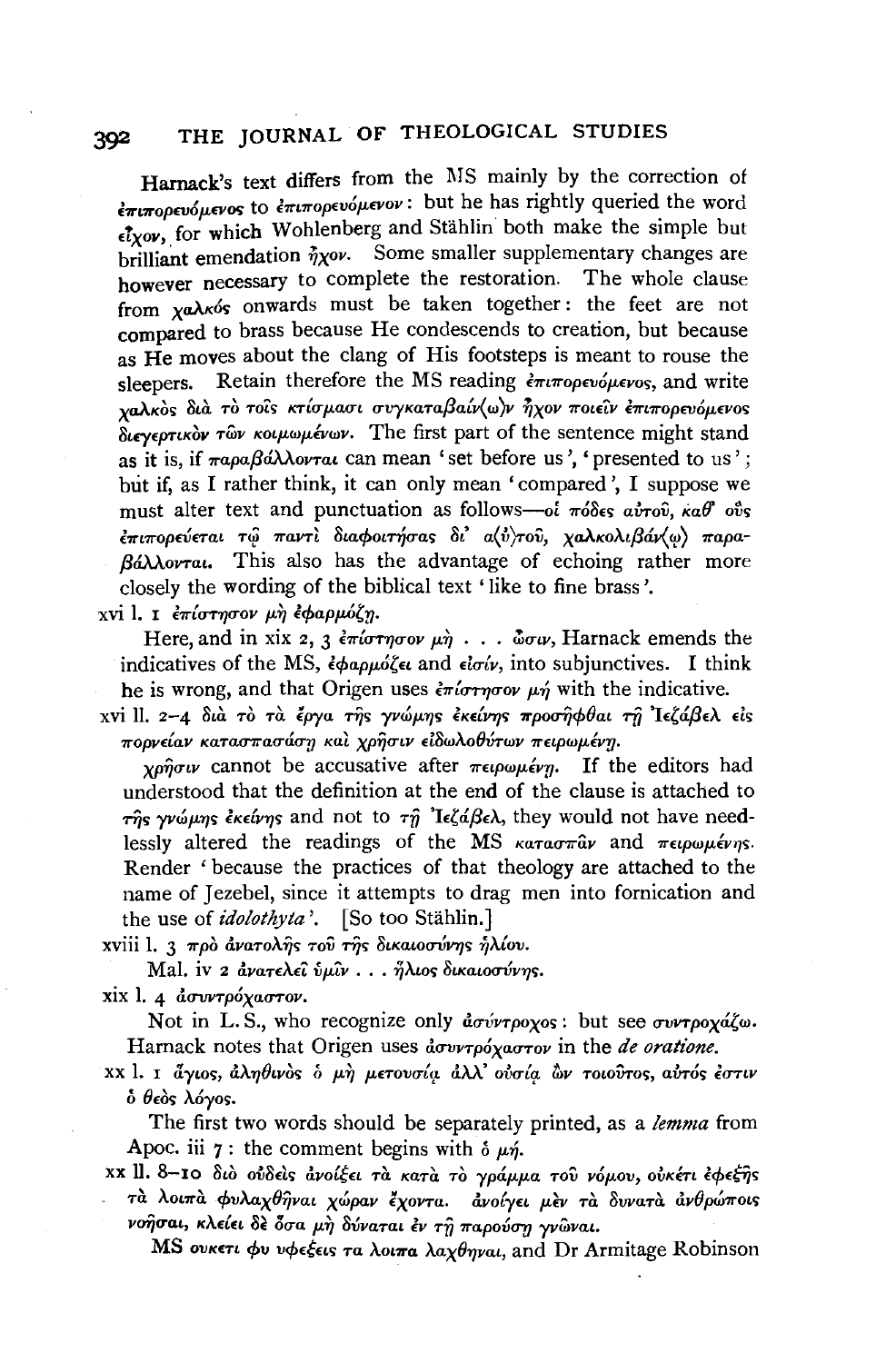Harnack's text differs from the MS mainly by the correction of ἐπιπορευόμενος to ἐπιπορευόμενον: but he has rightly queried the word εἶχον, for which Wohlenberg and Stählin both make the simple but brilliant emendation ἦχον. Some smaller supplementary changes are however necessary to complete the restoration. The whole clause from χαλκός onwards must be taken together: the feet are not compared to brass because He condescends to creation, but because as He moves about the clang of His footsteps is meant to rouse the sleepers. Retain therefore the MS reading ἐπιπορευόμενος, and write χαλκὸς διὰ τὸ τοῖς κτίσμασι συγκαταβαίν⟨ω⟩ν ἦχον ποιεῖν ἐπιπορευόμενος διεγερτικὸν τῶν κοιμωμένων. The first part of the sentence might stand as it is, if παραβάλλονται can mean 'set before us', 'presented to us'; but if, as I rather think, it can only mean 'compared', I suppose we must alter text and punctuation as follows—οἱ πόδες αὐτοῦ, καθ' οὓς ἐπιπορεύεται τῷ παντὶ διαφοιτήσας δι' α⟨ὐ⟩τοῦ, χαλκολιβάν⟨ῳ⟩ παραβάλλονται. This also has the advantage of echoing rather more closely the wording of the biblical text 'like to fine brass'.

xvi l. 1 ἐπίστησον μὴ ἐφαρμόζῃ.

Here, and in xix 2, 3 ἐπίστησον μὴ . . . ὦσιν, Harnack emends the indicatives of the MS, ἐφαρμόζει and εἰσίν, into subjunctives. I think he is wrong, and that Origen uses ἐπίστησον μή with the indicative.

xvi ll. 2–4 διὰ τὸ τὰ ἔργα τῆς γνώμης ἐκείνης προσῆφθαι τῇ Ἰεζάβελ εἰς πορνείαν κατασπασάσῃ καὶ χρῆσιν εἰδωλοθύτων πειρωμένῃ.

χρῆσιν cannot be accusative after πειρωμένῃ. If the editors had understood that the definition at the end of the clause is attached to τῆς γνώμης ἐκείνης and not to τῇ Ἰεζάβελ, they would not have needlessly altered the readings of the MS κατασπᾶν and πειρωμένης. Render 'because the practices of that theology are attached to the name of Jezebel, since it attempts to drag men into fornication and the use of *idolothyta*'. [So too Stählin.]

xviii l. 3 πρὸ ἀνατολῆς τοῦ τῆς δικαιοσύνης ἡλίου.

Mal. iv 2 ἀνατελεῖ ὑμῖν . . . ἥλιος δικαιοσύνης.

xix l. 4 ἀσυντρόχαστον.

Not in L. S., who recognize only ἀσύντροχος: but see συντροχάζω. Harnack notes that Origen uses ἀσυντρόχαστον in the *de oratione*.

xx l. 1 ἅγιος, ἀληθινὸς ὁ μὴ μετουσίᾳ ἀλλ' οὐσίᾳ ὢν τοιοῦτος, αὐτός ἐστιν ὁ θεὸς λόγος.

The first two words should be separately printed, as a *lemma* from Apoc. iii 7: the comment begins with ὁ μή.

xx ll. 8–10 διὸ οὐδεὶς ἀνοίξει τὰ κατὰ τὸ γράμμα τοῦ νόμου, οὐκέτι ἐφεξῆς τὰ λοιπὰ φυλαχθῆναι χώραν ἔχοντα. ἀνοίγει μὲν τὰ δυνατὰ ἀνθρώποις νοῆσαι, κλείει δὲ ὅσα μὴ δύναται ἐν τῇ παρούσῃ γνῶναι.

MS ουκετι φυ υφεξεις τα λοιπα λαχθηναι, and Dr Armitage Robinson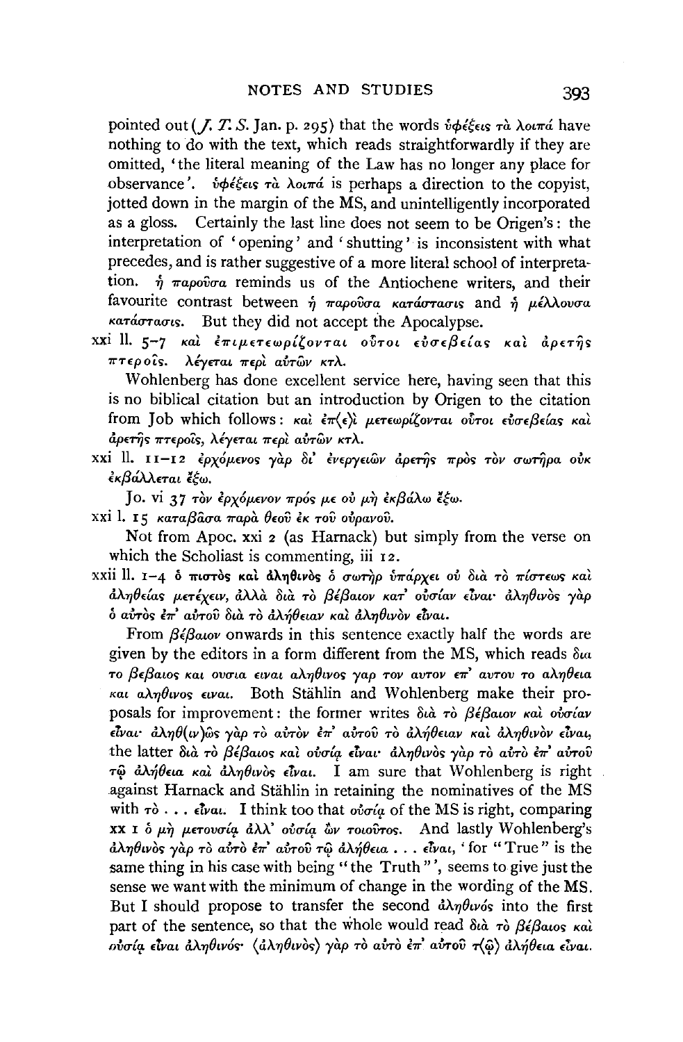pointed out (*J. T. S.* Jan. p. 295) that the words ὑφέξεις τὰ λοιπά have nothing to do with the text, which reads straightforwardly if they are omitted, 'the literal meaning of the Law has no longer any place for observance'. ὑφέξεις τὰ λοιπά is perhaps a direction to the copyist, jotted down in the margin of the MS, and unintelligently incorporated as a gloss. Certainly the last line does not seem to be Origen's: the interpretation of 'opening' and 'shutting' is inconsistent with what precedes, and is rather suggestive of a more literal school of interpretation. ἡ παροῦσα reminds us of the Antiochene writers, and their favourite contrast between ἡ παροῦσα κατάστασις and ἡ μέλλουσα κατάστασις. But they did not accept the Apocalypse.

xxi ll. 5–7 καὶ ἐπιμετεωρίζονται οὗτοι εὐσεβείας καὶ ἀρετῆς πτεροῖς. λέγεται περὶ αὐτῶν κτλ.

Wohlenberg has done excellent service here, having seen that this is no biblical citation but an introduction by Origen to the citation from Job which follows: καὶ ἐπ⟨ε⟩ὶ μετεωρίζονται οὗτοι εὐσεβείας καὶ ἀρετῆς πτεροῖς, λέγεται περὶ αὐτῶν κτλ.

xxi ll. 11–12 ἐρχόμενος γὰρ δι' ἐνεργειῶν ἀρετῆς πρὸς τὸν σωτῆρα οὐκ ἐκβάλλεται ἔξω.

Jo. vi 37 τὸν ἐρχόμενον πρός με οὐ μὴ ἐκβάλω ἔξω.

xxi l. 15 καταβᾶσα παρὰ θεοῦ ἐκ τοῦ οὐρανοῦ.

Not from Apoc. xxi 2 (as Harnack) but simply from the verse on which the Scholiast is commenting, iii 12.

xxii ll. 1–4 ὁ πιστὸς καὶ ἀληθινὸς ὁ σωτὴρ ὑπάρχει οὐ διὰ τὸ πίστεως καὶ ἀληθείας μετέχειν, ἀλλὰ διὰ τὸ βέβαιον κατ' οὐσίαν εἶναι· ἀληθινὸς γὰρ ὁ αὐτὸς ἐπ' αὐτοῦ διὰ τὸ ἀλήθειαν καὶ ἀληθινὸν εἶναι.

From βέβαιον onwards in this sentence exactly half the words are given by the editors in a form different from the MS, which reads δια το βεβαιος και ουσια ειναι αληθινος γαρ τον αυτον επ' αυτου το αληθεια και αληθινος ειναι. Both Stählin and Wohlenberg make their proposals for improvement: the former writes διὰ τὸ βέβαιον καὶ οὐσίαν εἶναι· ἀληθ(ιν)ῶς γὰρ τὸ αὐτὸν ἐπ' αὐτοῦ τὸ ἀλήθειαν καὶ ἀληθινὸν εἶναι, the latter διὰ τὸ βέβαιος καὶ οὐσίᾳ εἶναι· ἀληθινὸς γὰρ τὸ αὐτὸ ἐπ' αὐτοῦ τῷ ἀλήθεια καὶ ἀληθινὸς εἶναι. I am sure that Wohlenberg is right against Harnack and Stählin in retaining the nominatives of the MS with τὸ . . . εἶναι. I think too that οὐσίᾳ of the MS is right, comparing xx 1 ὁ μὴ μετουσίᾳ ἀλλ' οὐσίᾳ ὢν τοιοῦτος. And lastly Wohlenberg's ἀληθινὸς γὰρ τὸ αὐτὸ ἐπ' αὐτοῦ τῷ ἀλήθεια . . . εἶναι, 'for "True" is the same thing in his case with being "the Truth"', seems to give just the sense we want with the minimum of change in the wording of the MS. But I should propose to transfer the second ἀληθινός into the first part of the sentence, so that the whole would read διὰ τὸ βέβαιος καὶ οὐσίᾳ εἶναι ἀληθινός· ⟨ἀληθινὸς⟩ γὰρ τὸ αὐτὸ ἐπ' αὐτοῦ τ⟨ῷ⟩ ἀλήθεια εἶναι.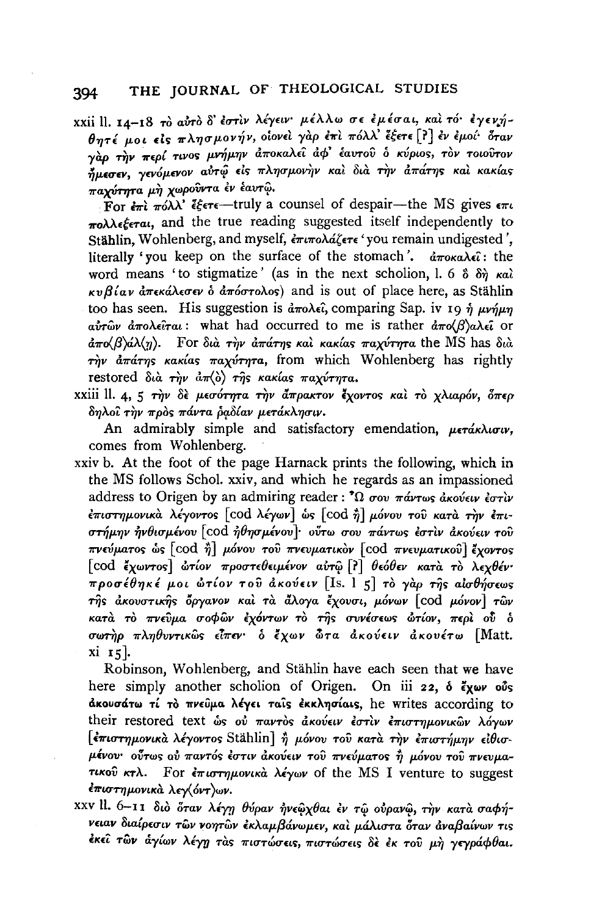xxii ll. 14–18 τὸ αὐτὸ δ' ἐστὶν λέγειν· μέλλω σε ἐμέσαι, καὶ τό· ἐγενήθητέ μοι εἰς πλησμονήν, οἱονεὶ γὰρ ἐπὶ πόλλ' ἕξετε [?] ἐν ἐμοί· ὅταν γὰρ τὴν περί τινος μνήμην ἀποκαλεῖ ἀφ' ἑαυτοῦ ὁ κύριος, τὸν τοιοῦτον ἤμεσεν, γενόμενον αὐτῷ εἰς πλησμονὴν καὶ διὰ τὴν ἀπάτης καὶ κακίας παχύτητα μὴ χωροῦντα ἐν ἑαυτῷ.

For ἐπὶ πόλλ' ἕξετε—truly a counsel of despair—the MS gives επι πολλεξεται, and the true reading suggested itself independently to Stählin, Wohlenberg, and myself, ἐπιπολάζετε 'you remain undigested', literally 'you keep on the surface of the stomach'. ἀποκαλεῖ: the word means 'to stigmatize' (as in the next scholion, l. 6 ὃ δὴ καὶ κυβίαν ἀπεκάλεσεν ὁ ἀπόστολος) and is out of place here, as Stählin too has seen. His suggestion is ἀπολεῖ, comparing Sap. iv 19 ἡ μνήμη αὐτῶν ἀπολεῖται: what had occurred to me is rather ἀπο⟨β⟩αλεῖ or ἀπο⟨β⟩άλ⟨ῃ⟩. For διὰ τὴν ἀπάτης καὶ κακίας παχύτητα the MS has διὰ τὴν ἀπάτης κακίας παχύτητα, from which Wohlenberg has rightly restored διὰ τὴν ἀπ⟨ὸ⟩ τῆς κακίας παχύτητα.

xxiii ll. 4, 5 τὴν δὲ μεσότητα τὴν ἄπρακτον ἔχοντος καὶ τὸ χλιαρόν, ὅπερ δηλοῖ τὴν πρὸς πάντα ῥαδίαν μετάκλησιν.

An admirably simple and satisfactory emendation, μετάκλισιν, comes from Wohlenberg.

xxiv b. At the foot of the page Harnack prints the following, which in the MS follows Schol. xxiv, and which he regards as an impassioned address to Origen by an admiring reader: Ὦ σου πάντως ἀκούειν ἐστὶν ἐπιστημονικὰ λέγοντος [cod λέγων] ὡς [cod ἢ] μόνου τοῦ κατὰ τὴν ἐπιστήμην ἠνθισμένου [cod ἠθησμένου]· οὕτω σου πάντως ἐστὶν ἀκούειν τοῦ πνεύματος ὡς [cod ἢ] μόνου τοῦ πνευματικὸν [cod πνευματικοῦ] ἔχοντος [cod ἔχωντος] ὠτίον προστεθειμένον αὐτῷ [?] θεόθεν κατὰ τὸ λεχθέν· προσέθηκέ μοι ὠτίον τοῦ ἀκούειν [Is. l 5] τὸ γὰρ τῆς αἰσθήσεως τῆς ἀκουστικῆς ὄργανον καὶ τὰ ἄλογα ἔχουσι, μόνων [cod μόνον] τῶν κατὰ τὸ πνεῦμα σοφῶν ἐχόντων τὸ τῆς συνέσεως ὠτίον, περὶ οὗ ὁ σωτὴρ πληθυντικῶς εἶπεν· ὁ ἔχων ὦτα ἀκούειν ἀκουέτω [Matt. xi 15].

Robinson, Wohlenberg, and Stählin have each seen that we have here simply another scholion of Origen. On iii 22, ὁ ἔχων οὖς ἀκουσάτω τί τὸ πνεῦμα λέγει ταῖς ἐκκλησίαις, he writes according to their restored text ὡς οὐ παντὸς ἀκούειν ἐστὶν ἐπιστημονικῶν λόγων [ἐπιστημονικὰ λέγοντος Stählin] ἢ μόνου τοῦ κατὰ τὴν ἐπιστήμην εἰθισμένου· οὕτως οὐ παντός ἐστιν ἀκούειν τοῦ πνεύματος ἢ μόνου τοῦ πνευματικοῦ κτλ. For ἐπιστημονικὰ λέγων of the MS I venture to suggest ἐπιστημονικὰ λεγ⟨όντ⟩ων.

xxv ll. 6–11 διὸ ὅταν λέγῃ θύραν ἠνεῷχθαι ἐν τῷ οὐρανῷ, τὴν κατὰ σαφήνειαν διαίρεσιν τῶν νοητῶν ἐκλαμβάνωμεν, καὶ μάλιστα ὅταν ἀναβαίνων τις ἐκεῖ τῶν ἁγίων λέγῃ τὰς πιστώσεις, πιστώσεις δὲ ἐκ τοῦ μὴ γεγράφθαι.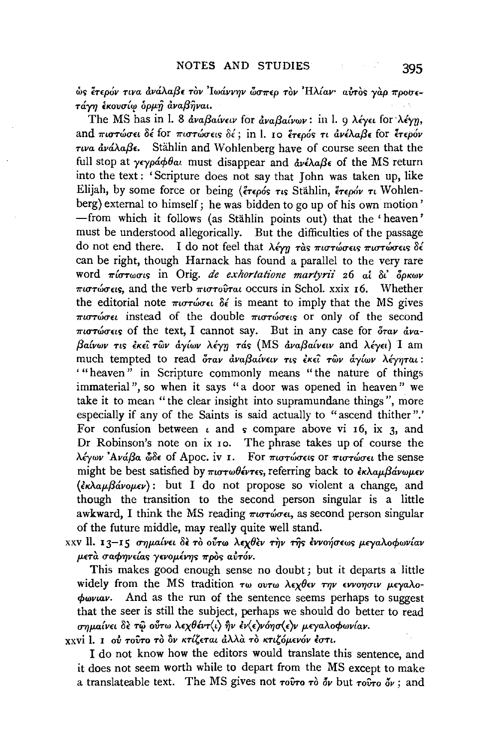ὡς ἕτερόν τινα ἀνάλαβε τὸν Ἰωάννην ὥσπερ τὸν Ἠλίαν· αὐτὸς γὰρ προστετάγῃ ἑκουσίῳ ὁρμῇ ἀναβῆναι.

The MS has in l. 8 ἀναβαίνειν for ἀναβαίνων: in l. 9 λέγει for λέγῃ, and πιστώσει δέ for πιστώσεις δέ; in l. 10 ἕτερός τι ἀνέλαβε for ἕτερόν τινα ἀνάλαβε. Stählin and Wohlenberg have of course seen that the full stop at γεγράφθαι must disappear and ἀνέλαβε of the MS return into the text: 'Scripture does not say that John was taken up, like Elijah, by some force or being (ἕτερός τις Stählin, ἕτερόν τι Wohlenberg) external to himself; he was bidden to go up of his own motion' —from which it follows (as Stählin points out) that the 'heaven' must be understood allegorically. But the difficulties of the passage do not end there. I do not feel that λέγῃ τὰς πιστώσεις πιστώσεις δέ can be right, though Harnack has found a parallel to the very rare word πίστωσις in Orig. *de exhortatione martyrii* 26 αἱ δι' ὅρκων πιστώσεις, and the verb πιστοῦται occurs in Schol. xxix 16. Whether the editorial note πιστώσει δέ is meant to imply that the MS gives πιστώσει instead of the double πιστώσεις or only of the second πιστώσεις of the text, I cannot say. But in any case for ὅταν ἀναβαίνων τις ἐκεῖ τῶν ἁγίων λέγῃ τάς (MS ἀναβαίνειν and λέγει) I am much tempted to read ὅταν ἀναβαίνειν τις ἐκεῖ τῶν ἁγίων λέγηται: '"heaven" in Scripture commonly means "the nature of things immaterial", so when it says "a door was opened in heaven" we take it to mean "the clear insight into supramundane things", more especially if any of the Saints is said actually to "ascend thither".' For confusion between ι and ς compare above vi 16, ix 3, and Dr Robinson's note on ix 10. The phrase takes up of course the λέγων Ἀνάβα ὧδε of Apoc. iv 1. For πιστώσεις or πιστώσει the sense might be best satisfied by πιστωθέντες, referring back to ἐκλαμβάνωμεν (ἐκλαμβάνομεν): but I do not propose so violent a change, and though the transition to the second person singular is a little awkward, I think the MS reading πιστώσει, as second person singular of the future middle, may really quite well stand.

xxv ll. 13–15 σημαίνει δὲ τὸ οὕτω λεχθὲν τὴν τῆς ἐννοήσεως μεγαλοφωνίαν μετὰ σαφηνείας γενομένης πρὸς αὐτόν.

This makes good enough sense no doubt; but it departs a little widely from the MS tradition τω ουτω λεχθεν την εννοησιν μεγαλοφωνιαν. And as the run of the sentence seems perhaps to suggest that the seer is still the subject, perhaps we should do better to read σημαίνει δὲ τῷ οὕτω λεχθέντ⟨ι⟩ ἣν ἐν⟨ε⟩νόησ⟨ε⟩ν μεγαλοφωνίαν.

xxvi l. 1 οὐ τοῦτο τὸ ὂν κτίζεται ἀλλὰ τὸ κτιζόμενόν ἐστι.

I do not know how the editors would translate this sentence, and it does not seem worth while to depart from the MS except to make a translateable text. The MS gives not τοῦτο τὸ ὄν but τοῦτο ὄν; and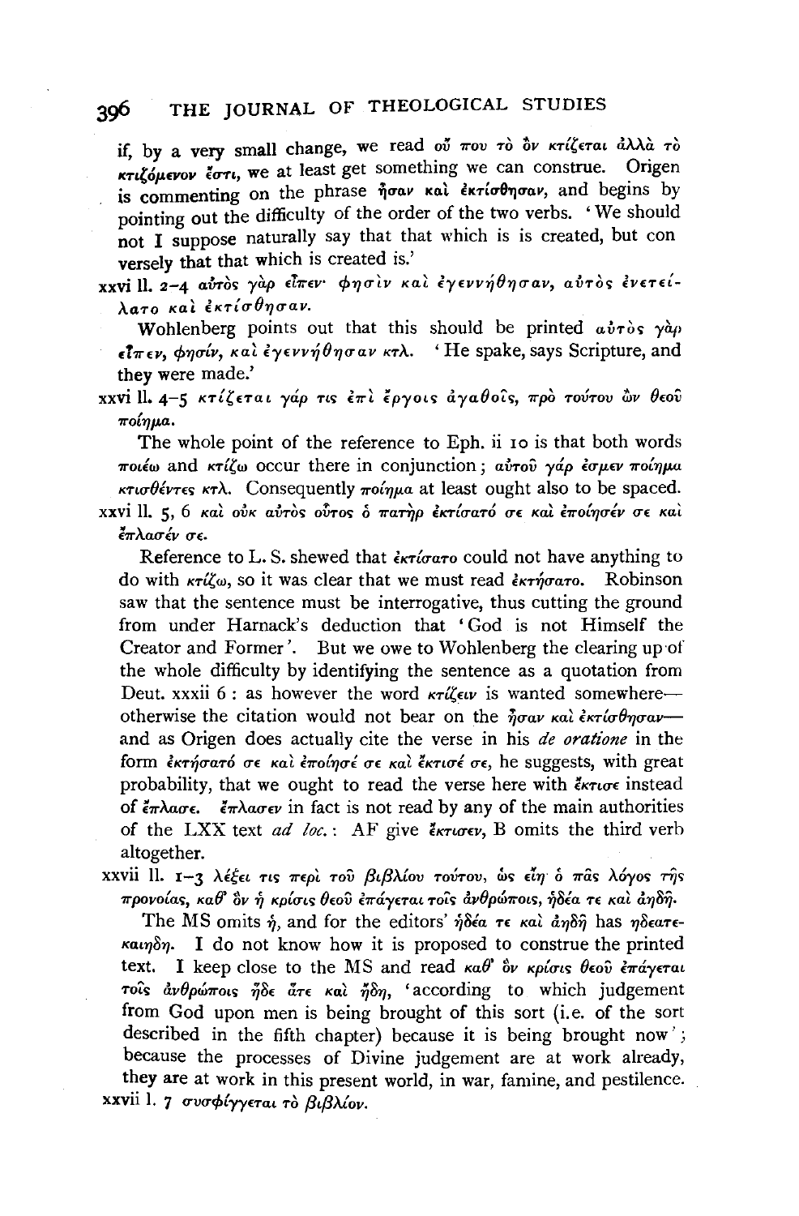if, by a very small change, we read οὔ που τὸ ὂν κτίζεται ἀλλὰ τὸ κτιζόμενον ἔστι, we at least get something we can construe. Origen is commenting on the phrase ἦσαν καὶ ἐκτίσθησαν, and begins by pointing out the difficulty of the order of the two verbs. 'We should not I suppose naturally say that that which is is created, but conversely that that which is created is.'

xxvi ll. 2–4 αὐτὸς γὰρ εἶπεν· φησὶν καὶ ἐγεννήθησαν, αὐτὸς ἐνετείλατο καὶ ἐκτίσθησαν.

Wohlenberg points out that this should be printed αὐτὸς γὰρ εἶπεν, φησίν, καὶ ἐγεννήθησαν κτλ. 'He spake, says Scripture, and they were made.'

xxvi ll. 4–5 κτίζεται γάρ τις ἐπὶ ἔργοις ἀγαθοῖς, πρὸ τούτου ὢν θεοῦ ποίημα.

The whole point of the reference to Eph. ii 10 is that both words ποιέω and κτίζω occur there in conjunction; αὐτοῦ γάρ ἐσμεν ποίημα κτισθέντες κτλ. Consequently ποίημα at least ought also to be spaced.

xxvi ll. 5, 6 καὶ οὐκ αὐτὸς οὗτος ὁ πατὴρ ἐκτίσατό σε καὶ ἐποίησέν σε καὶ ἔπλασέν σε.

Reference to L. S. shewed that ἐκτίσατο could not have anything to do with κτίζω, so it was clear that we must read ἐκτήσατο. Robinson saw that the sentence must be interrogative, thus cutting the ground from under Harnack's deduction that 'God is not Himself the Creator and Former'. But we owe to Wohlenberg the clearing up of the whole difficulty by identifying the sentence as a quotation from Deut. xxxii 6: as however the word κτίζειν is wanted somewhere—otherwise the citation would not bear on the ἦσαν καὶ ἐκτίσθησαν—and as Origen does actually cite the verse in his *de oratione* in the form ἐκτήσατό σε καὶ ἐποίησέ σε καὶ ἔκτισέ σε, he suggests, with great probability, that we ought to read the verse here with ἔκτισε instead of ἔπλασε. ἔπλασεν in fact is not read by any of the main authorities of the LXX text *ad loc.*: AF give ἔκτισεν, B omits the third verb altogether.

xxvii ll. 1–3 λέξει τις περὶ τοῦ βιβλίου τούτου, ὡς εἴη ὁ πᾶς λόγος τῆς προνοίας, καθ' ὃν ἡ κρίσις θεοῦ ἐπάγεται τοῖς ἀνθρώποις, ἡδέα τε καὶ ἀηδῆ.

The MS omits ἡ, and for the editors' ἡδέα τε καὶ ἀηδῆ has ηδεατεκαιηδη. I do not know how it is proposed to construe the printed text. I keep close to the MS and read καθ' ὃν κρίσις θεοῦ ἐπάγεται τοῖς ἀνθρώποις ἥδε ἅτε καὶ ἤδη, 'according to which judgement from God upon men is being brought of this sort (i.e. of the sort described in the fifth chapter) because it is being brought now'; because the processes of Divine judgement are at work already, they are at work in this present world, in war, famine, and pestilence.

xxvii l. 7 συσφίγγεται τὸ βιβλίον.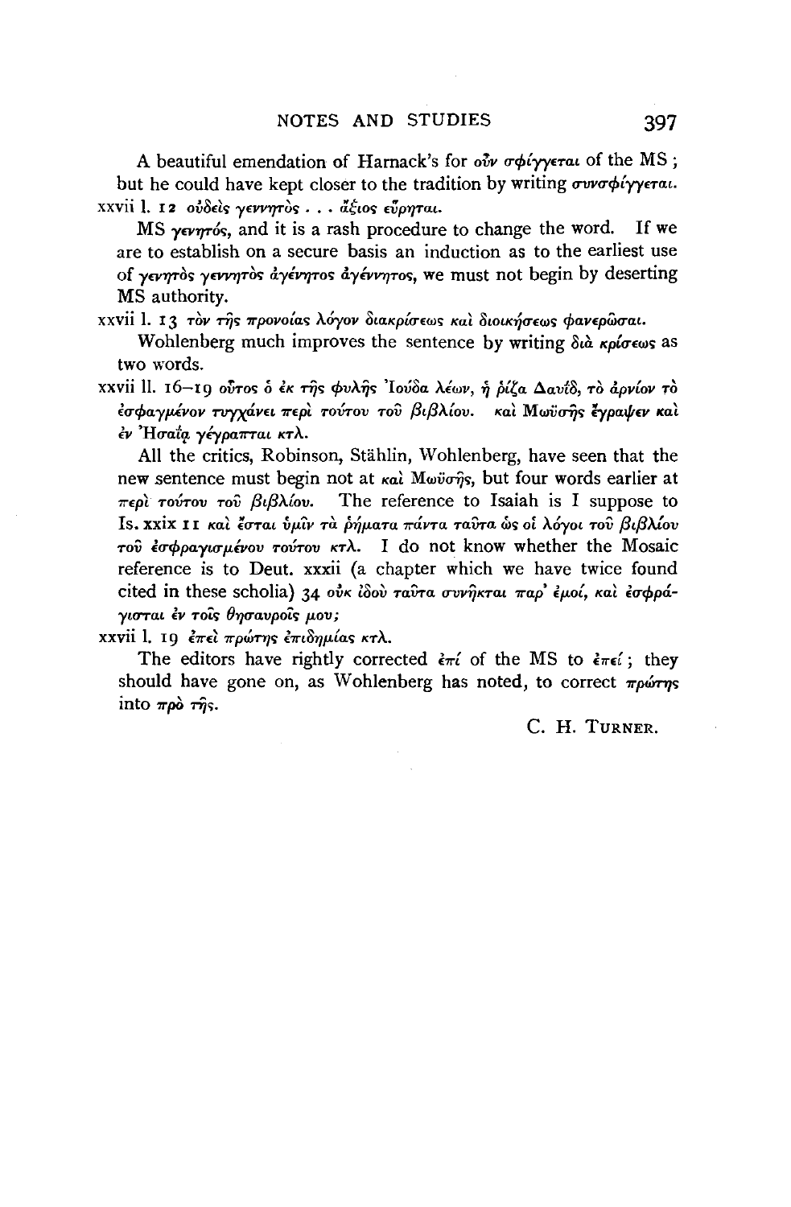A beautiful emendation of Harnack's for οὖν σφίγγεται of the MS; but he could have kept closer to the tradition by writing συνσφίγγεται.

xxvii l. 12 οὐδεὶς γεννητὸς . . . ἄξιος εὕρηται.

MS γενητός, and it is a rash procedure to change the word. If we are to establish on a secure basis an induction as to the earliest use of γενητὸς γεννητὸς ἀγένητος ἀγέννητος, we must not begin by deserting MS authority.

xxvii l. 13 τὸν τῆς προνοίας λόγον διακρίσεως καὶ διοικήσεως φανερῶσαι.

Wohlenberg much improves the sentence by writing διὰ κρίσεως as two words.

xxvii ll. 16–19 οὗτος ὁ ἐκ τῆς φυλῆς Ἰούδα λέων, ἡ ῥίζα Δαυίδ, τὸ ἀρνίον τὸ ἐσφαγμένον τυγχάνει περὶ τούτου τοῦ βιβλίου. καὶ Μωϋσῆς ἔγραψεν καὶ ἐν Ἠσαΐᾳ γέγραπται κτλ.

All the critics, Robinson, Stählin, Wohlenberg, have seen that the new sentence must begin not at καὶ Μωϋσῆς, but four words earlier at περὶ τούτου τοῦ βιβλίου. The reference to Isaiah is I suppose to Is. xxix 11 καὶ ἔσται ὑμῖν τὰ ῥήματα πάντα ταῦτα ὡς οἱ λόγοι τοῦ βιβλίου τοῦ ἐσφραγισμένου τούτου κτλ. I do not know whether the Mosaic reference is to Deut. xxxii (a chapter which we have twice found cited in these scholia) 34 οὐκ ἰδοὺ ταῦτα συνῆκται παρ' ἐμοί, καὶ ἐσφράγισται ἐν τοῖς θησαυροῖς μου;

xxvii l. 19 ἐπεὶ πρώτης ἐπιδημίας κτλ.

The editors have rightly corrected ἐπί of the MS to ἐπεί; they should have gone on, as Wohlenberg has noted, to correct πρώτης into πρὸ τῆς.

C. H. TURNER.